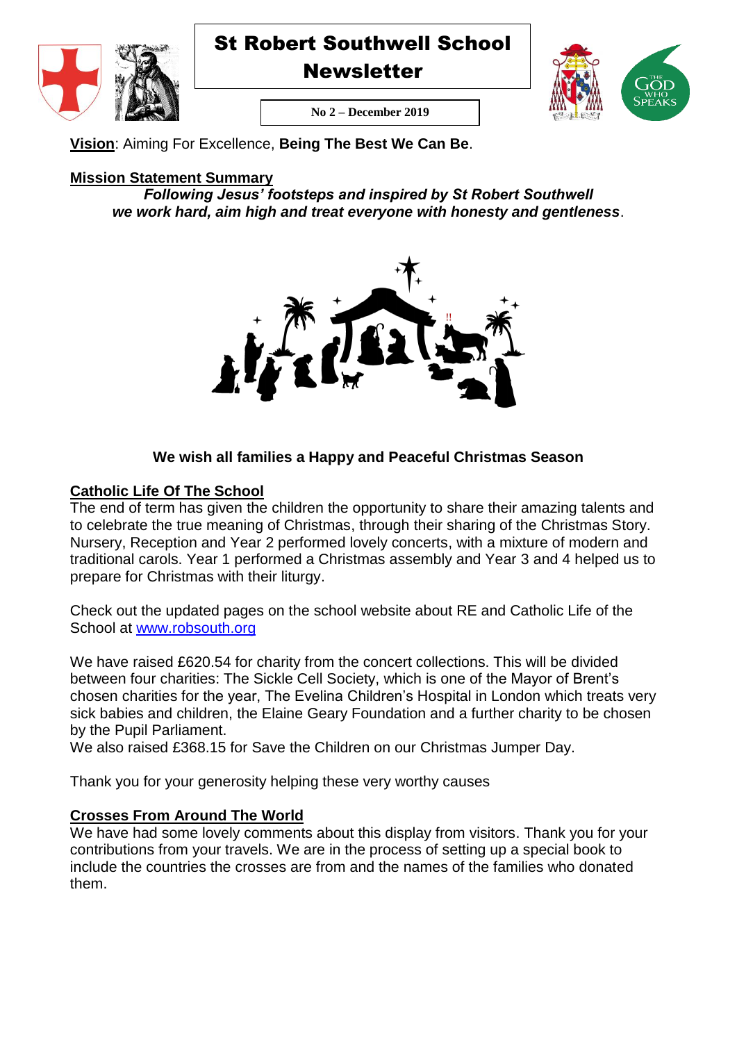# St Robert Southwell School Newsletter

**No 2 – December 2019**

**Vision**: Aiming For Excellence, **Being The Best We Can Be**.

**Mission Statement Summary**

***Following Jesus' footsteps and inspired by St Robert Southwell we work hard, aim high and treat everyone with honesty and gentleness***.

**We wish all families a Happy and Peaceful Christmas Season**

## Catholic Life Of The School

The end of term has given the children the opportunity to share their amazing talents and to celebrate the true meaning of Christmas, through their sharing of the Christmas Story. Nursery, Reception and Year 2 performed lovely concerts, with a mixture of modern and traditional carols. Year 1 performed a Christmas assembly and Year 3 and 4 helped us to prepare for Christmas with their liturgy.

Check out the updated pages on the school website about RE and Catholic Life of the School at www.robsouth.org

We have raised £620.54 for charity from the concert collections. This will be divided between four charities: The Sickle Cell Society, which is one of the Mayor of Brent's chosen charities for the year, The Evelina Children's Hospital in London which treats very sick babies and children, the Elaine Geary Foundation and a further charity to be chosen by the Pupil Parliament.

We also raised £368.15 for Save the Children on our Christmas Jumper Day.

Thank you for your generosity helping these very worthy causes

## Crosses From Around The World

We have had some lovely comments about this display from visitors. Thank you for your contributions from your travels. We are in the process of setting up a special book to include the countries the crosses are from and the names of the families who donated them.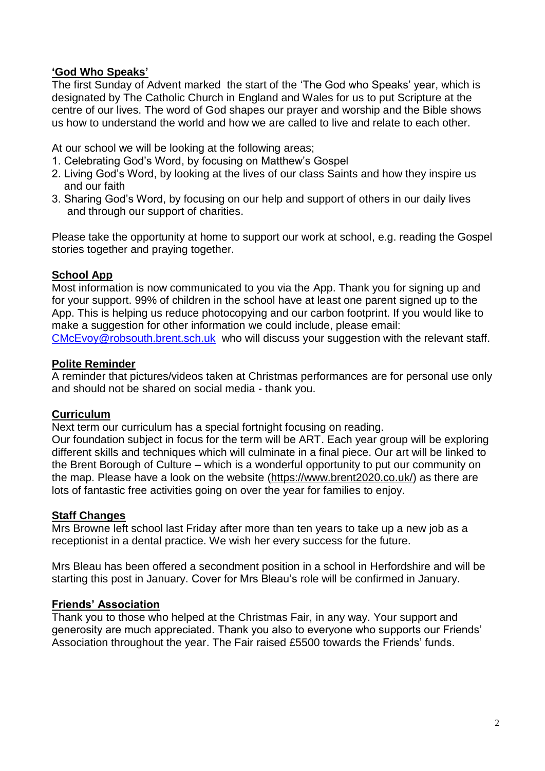## 'God Who Speaks'

The first Sunday of Advent marked the start of the 'The God who Speaks' year, which is designated by The Catholic Church in England and Wales for us to put Scripture at the centre of our lives. The word of God shapes our prayer and worship and the Bible shows us how to understand the world and how we are called to live and relate to each other.

At our school we will be looking at the following areas;

1. Celebrating God's Word, by focusing on Matthew's Gospel
2. Living God's Word, by looking at the lives of our class Saints and how they inspire us and our faith
3. Sharing God's Word, by focusing on our help and support of others in our daily lives and through our support of charities.

Please take the opportunity at home to support our work at school, e.g. reading the Gospel stories together and praying together.

## School App

Most information is now communicated to you via the App. Thank you for signing up and for your support. 99% of children in the school have at least one parent signed up to the App. This is helping us reduce photocopying and our carbon footprint. If you would like to make a suggestion for other information we could include, please email: CMcEvoy@robsouth.brent.sch.uk who will discuss your suggestion with the relevant staff.

## Polite Reminder

A reminder that pictures/videos taken at Christmas performances are for personal use only and should not be shared on social media - thank you.

## Curriculum

Next term our curriculum has a special fortnight focusing on reading.

Our foundation subject in focus for the term will be ART. Each year group will be exploring different skills and techniques which will culminate in a final piece. Our art will be linked to the Brent Borough of Culture – which is a wonderful opportunity to put our community on the map. Please have a look on the website (https://www.brent2020.co.uk/) as there are lots of fantastic free activities going on over the year for families to enjoy.

## Staff Changes

Mrs Browne left school last Friday after more than ten years to take up a new job as a receptionist in a dental practice. We wish her every success for the future.

Mrs Bleau has been offered a secondment position in a school in Herfordshire and will be starting this post in January. Cover for Mrs Bleau's role will be confirmed in January.

## Friends' Association

Thank you to those who helped at the Christmas Fair, in any way. Your support and generosity are much appreciated. Thank you also to everyone who supports our Friends' Association throughout the year. The Fair raised £5500 towards the Friends' funds.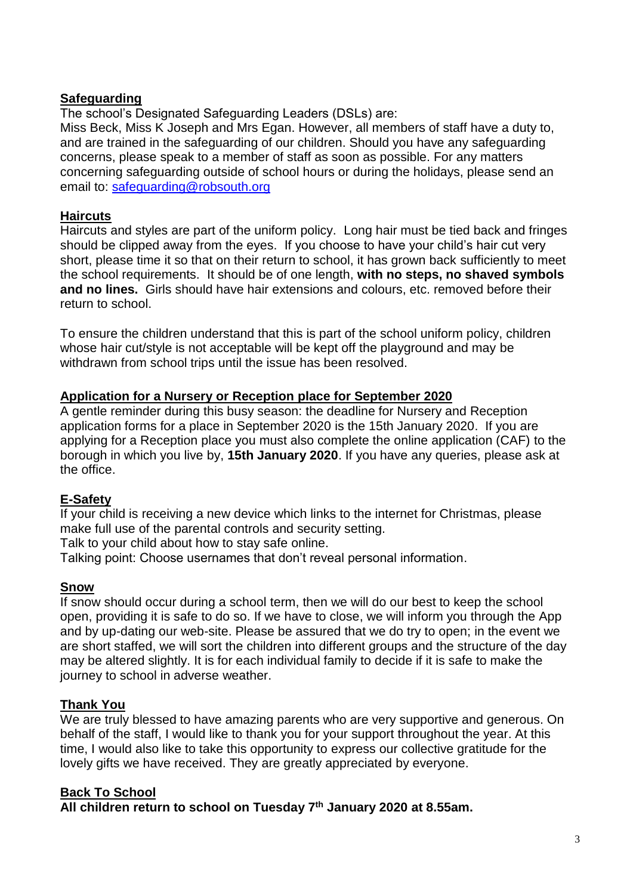**Safeguarding**

The school's Designated Safeguarding Leaders (DSLs) are:
Miss Beck, Miss K Joseph and Mrs Egan. However, all members of staff have a duty to, and are trained in the safeguarding of our children. Should you have any safeguarding concerns, please speak to a member of staff as soon as possible. For any matters concerning safeguarding outside of school hours or during the holidays, please send an email to: [safeguarding@robsouth.org](mailto:safeguarding@robsouth.org)

**Haircuts**

Haircuts and styles are part of the uniform policy. Long hair must be tied back and fringes should be clipped away from the eyes. If you choose to have your child's hair cut very short, please time it so that on their return to school, it has grown back sufficiently to meet the school requirements. It should be of one length, **with no steps, no shaved symbols and no lines.** Girls should have hair extensions and colours, etc. removed before their return to school.

To ensure the children understand that this is part of the school uniform policy, children whose hair cut/style is not acceptable will be kept off the playground and may be withdrawn from school trips until the issue has been resolved.

**Application for a Nursery or Reception place for September 2020**

A gentle reminder during this busy season: the deadline for Nursery and Reception application forms for a place in September 2020 is the 15th January 2020. If you are applying for a Reception place you must also complete the online application (CAF) to the borough in which you live by, **15th January 2020**. If you have any queries, please ask at the office.

**E-Safety**

If your child is receiving a new device which links to the internet for Christmas, please make full use of the parental controls and security setting.
Talk to your child about how to stay safe online.
Talking point: Choose usernames that don't reveal personal information.

**Snow**

If snow should occur during a school term, then we will do our best to keep the school open, providing it is safe to do so. If we have to close, we will inform you through the App and by up-dating our web-site. Please be assured that we do try to open; in the event we are short staffed, we will sort the children into different groups and the structure of the day may be altered slightly. It is for each individual family to decide if it is safe to make the journey to school in adverse weather.

**Thank You**

We are truly blessed to have amazing parents who are very supportive and generous. On behalf of the staff, I would like to thank you for your support throughout the year. At this time, I would also like to take this opportunity to express our collective gratitude for the lovely gifts we have received. They are greatly appreciated by everyone.

**Back To School**

**All children return to school on Tuesday 7th January 2020 at 8.55am.**